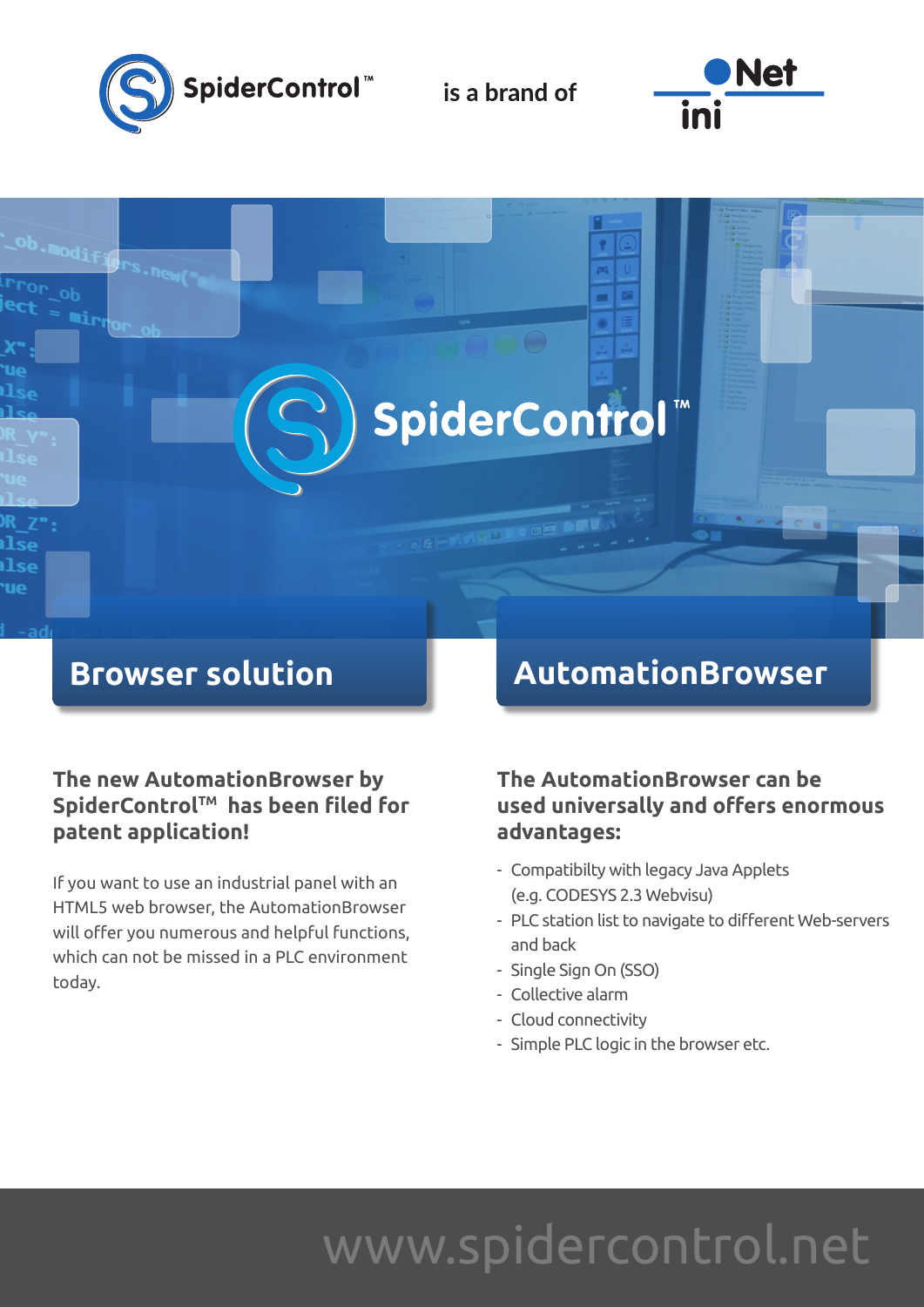SpiderControl™ is a brand of iniNet

## Browser solution

**The new AutomationBrowser by SpiderControl™ has been filed for patent application!**

If you want to use an industrial panel with an HTML5 web browser, the AutomationBrowser will offer you numerous and helpful functions, which can not be missed in a PLC environment today.

## AutomationBrowser

**The AutomationBrowser can be used universally and offers enormous advantages:**

- Compatibilty with legacy Java Applets (e.g. CODESYS 2.3 Webvisu)
- PLC station list to navigate to different Web-servers and back
- Single Sign On (SSO)
- Collective alarm
- Cloud connectivity
- Simple PLC logic in the browser etc.

www.spidercontrol.net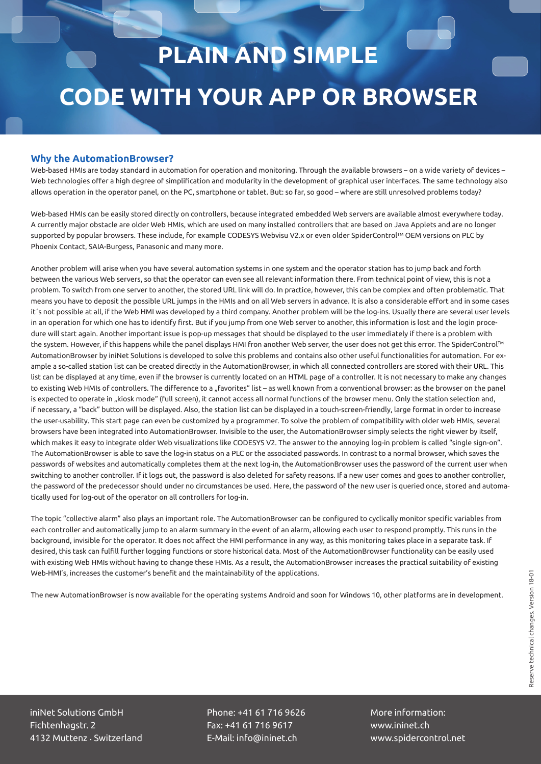# PLAIN AND SIMPLE

# CODE WITH YOUR APP OR BROWSER

## Why the AutomationBrowser?

Web-based HMIs are today standard in automation for operation and monitoring. Through the available browsers – on a wide variety of devices – Web technologies offer a high degree of simplification and modularity in the development of graphical user interfaces. The same technology also allows operation in the operator panel, on the PC, smartphone or tablet. But: so far, so good – where are still unresolved problems today?

Web-based HMIs can be easily stored directly on controllers, because integrated embedded Web servers are available almost everywhere today. A currently major obstacle are older Web HMIs, which are used on many installed controllers that are based on Java Applets and are no longer supported by popular browsers. These include, for example CODESYS Webvisu V2.x or even older SpiderControl™ OEM versions on PLC by Phoenix Contact, SAIA-Burgess, Panasonic and many more.

Another problem will arise when you have several automation systems in one system and the operator station has to jump back and forth between the various Web servers, so that the operator can even see all relevant information there. From technical point of view, this is not a problem. To switch from one server to another, the stored URL link will do. In practice, however, this can be complex and often problematic. That means you have to deposit the possible URL jumps in the HMIs and on all Web servers in advance. It is also a considerable effort and in some cases it´s not possible at all, if the Web HMI was developed by a third company. Another problem will be the log-ins. Usually there are several user levels in an operation for which one has to identify first. But if you jump from one Web server to another, this information is lost and the login procedure will start again. Another important issue is pop-up messages that should be displayed to the user immediately if there is a problem with the system. However, if this happens while the panel displays HMI fron another Web server, the user does not get this error. The SpiderControl™ AutomationBrowser by iniNet Solutions is developed to solve this problems and contains also other useful functionalities for automation. For example a so-called station list can be created directly in the AutomationBrowser, in which all connected controllers are stored with their URL. This list can be displayed at any time, even if the browser is currently located on an HTML page of a controller. It is not necessary to make any changes to existing Web HMIs of controllers. The difference to a „favorites" list – as well known from a conventional browser: as the browser on the panel is expected to operate in „kiosk mode" (full screen), it cannot access all normal functions of the browser menu. Only the station selection and, if necessary, a "back" button will be displayed. Also, the station list can be displayed in a touch-screen-friendly, large format in order to increase the user-usability. This start page can even be customized by a programmer. To solve the problem of compatibility with older web HMIs, several browsers have been integrated into AutomationBrowser. Invisible to the user, the AutomationBrowser simply selects the right viewer by itself, which makes it easy to integrate older Web visualizations like CODESYS V2. The answer to the annoying log-in problem is called "single sign-on". The AutomationBrowser is able to save the log-in status on a PLC or the associated passwords. In contrast to a normal browser, which saves the passwords of websites and automatically completes them at the next log-in, the AutomationBrowser uses the password of the current user when switching to another controller. If it logs out, the password is also deleted for safety reasons. If a new user comes and goes to another controller, the password of the predecessor should under no circumstances be used. Here, the password of the new user is queried once, stored and automatically used for log-out of the operator on all controllers for log-in.

The topic "collective alarm" also plays an important role. The AutomationBrowser can be configured to cyclically monitor specific variables from each controller and automatically jump to an alarm summary in the event of an alarm, allowing each user to respond promptly. This runs in the background, invisible for the operator. It does not affect the HMI performance in any way, as this monitoring takes place in a separate task. If desired, this task can fulfill further logging functions or store historical data. Most of the AutomationBrowser functionality can be easily used with existing Web HMIs without having to change these HMIs. As a result, the AutomationBrowser increases the practical suitability of existing Web-HMI's, increases the customer's benefit and the maintainability of the applications.

The new AutomationBrowser is now available for the operating systems Android and soon for Windows 10, other platforms are in development.

Reserve technical changes. Version 18-01

iniNet Solutions GmbH
Fichtenhagstr. 2
4132 Muttenz · Switzerland

Phone: +41 61 716 9626
Fax: +41 61 716 9617
E-Mail: info@ininet.ch

More information:
www.ininet.ch
www.spidercontrol.net